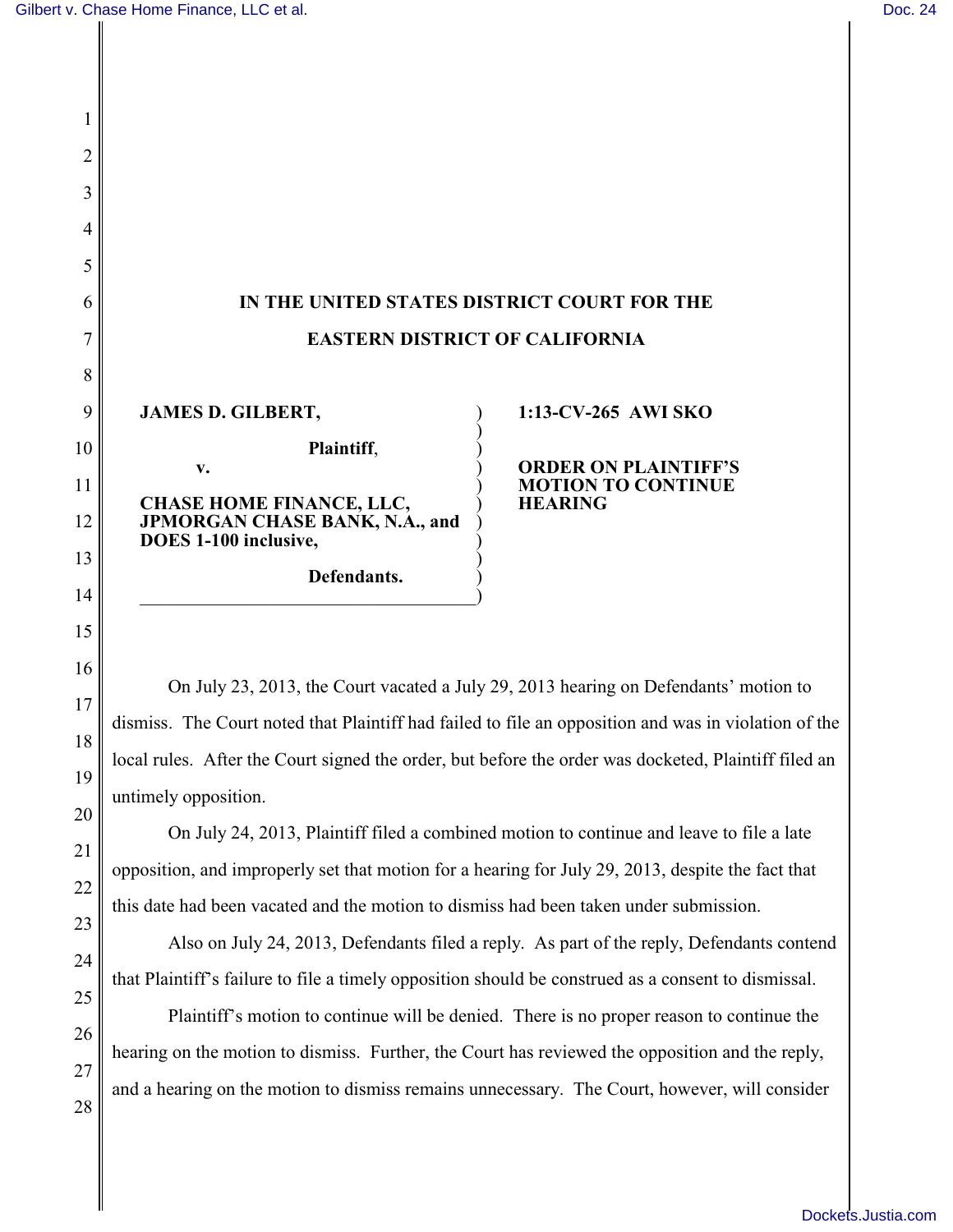# IN THE UNITED STATES DISTRICT COURT FOR THE EASTERN DISTRICT OF CALIFORNIA

| | |
|---|---|
| **JAMES D. GILBERT,**<br><br>**Plaintift**,<br><br>**v.**<br><br>**CHASE HOME FINANCE, LLC, JPMORGAN CHASE BANK, N.A., and DOES 1-100 inclusive,**<br><br>**Defendants.** | **1:13-CV-265 AWI SKO**<br><br>**ORDER ON PLAINTIFF'S MOTION TO CONTINUE HEARING** |

On July 23, 2013, the Court vacated a July 29, 2013 hearing on Defendants' motion to dismiss. The Court noted that Plaintiff had failed to file an opposition and was in violation of the local rules. After the Court signed the order, but before the order was docketed, Plaintiff filed an untimely opposition.

On July 24, 2013, Plaintiff filed a combined motion to continue and leave to file a late opposition, and improperly set that motion for a hearing for July 29, 2013, despite the fact that this date had been vacated and the motion to dismiss had been taken under submission.

Also on July 24, 2013, Defendants filed a reply. As part of the reply, Defendants contend that Plaintiff's failure to file a timely opposition should be construed as a consent to dismissal.

Plaintiff's motion to continue will be denied. There is no proper reason to continue the hearing on the motion to dismiss. Further, the Court has reviewed the opposition and the reply, and a hearing on the motion to dismiss remains unnecessary. The Court, however, will consider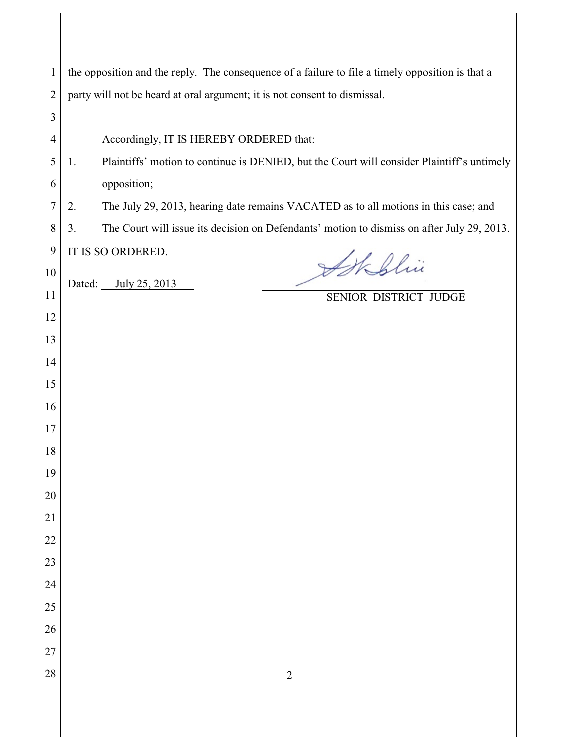the opposition and the reply. The consequence of a failure to file a timely opposition is that a party will not be heard at oral argument; it is not consent to dismissal.

Accordingly, IT IS HEREBY ORDERED that:

1. Plaintiffs' motion to continue is DENIED, but the Court will consider Plaintiff's untimely opposition;
2. The July 29, 2013, hearing date remains VACATED as to all motions in this case; and
3. The Court will issue its decision on Defendants' motion to dismiss on after July 29, 2013.

IT IS SO ORDERED.

Dated: July 25, 2013

SENIOR DISTRICT JUDGE